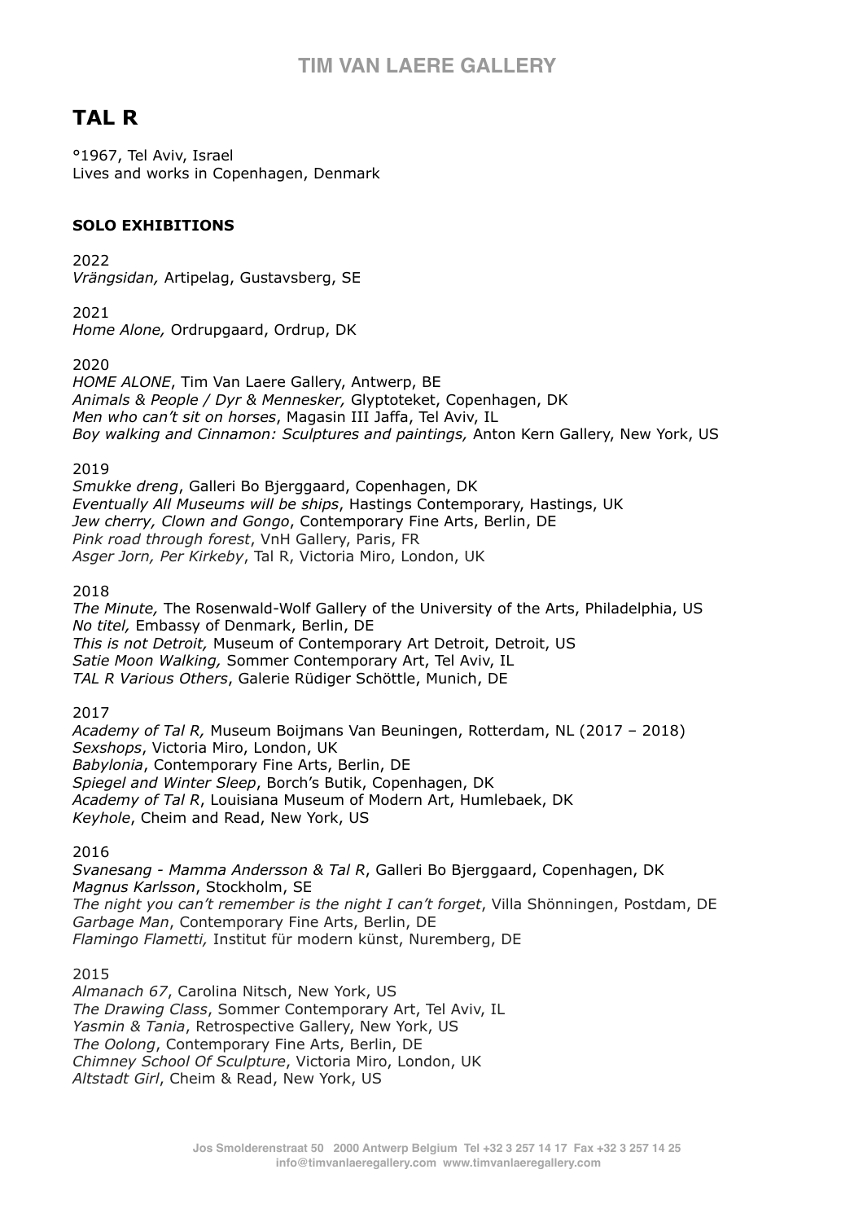# TIM VAN LAERE GALLERY

## TAL R

°1967, Tel Aviv, Israel
Lives and works in Copenhagen, Denmark

### SOLO EXHIBITIONS

2022
*Vrängsidan,* Artipelag, Gustavsberg, SE

2021
*Home Alone,* Ordrupgaard, Ordrup, DK

2020
*HOME ALONE*, Tim Van Laere Gallery, Antwerp, BE
*Animals & People / Dyr & Mennesker,* Glyptoteket, Copenhagen, DK
*Men who can't sit on horses*, Magasin III Jaffa, Tel Aviv, IL
*Boy walking and Cinnamon: Sculptures and paintings,* Anton Kern Gallery, New York, US

2019
*Smukke dreng*, Galleri Bo Bjerggaard, Copenhagen, DK
*Eventually All Museums will be ships*, Hastings Contemporary, Hastings, UK
*Jew cherry, Clown and Gongo*, Contemporary Fine Arts, Berlin, DE
*Pink road through forest*, VnH Gallery, Paris, FR
*Asger Jorn, Per Kirkeby*, Tal R, Victoria Miro, London, UK

2018
*The Minute,* The Rosenwald-Wolf Gallery of the University of the Arts, Philadelphia, US
*No titel,* Embassy of Denmark, Berlin, DE
*This is not Detroit,* Museum of Contemporary Art Detroit, Detroit, US
*Satie Moon Walking,* Sommer Contemporary Art, Tel Aviv, IL
*TAL R Various Others*, Galerie Rüdiger Schöttle, Munich, DE

2017
*Academy of Tal R,* Museum Boijmans Van Beuningen, Rotterdam, NL (2017 – 2018)
*Sexshops*, Victoria Miro, London, UK
*Babylonia*, Contemporary Fine Arts, Berlin, DE
*Spiegel and Winter Sleep*, Borch's Butik, Copenhagen, DK
*Academy of Tal R*, Louisiana Museum of Modern Art, Humlebaek, DK
*Keyhole*, Cheim and Read, New York, US

2016
*Svanesang - Mamma Andersson & Tal R*, Galleri Bo Bjerggaard, Copenhagen, DK
*Magnus Karlsson*, Stockholm, SE
*The night you can't remember is the night I can't forget*, Villa Shönningen, Postdam, DE
*Garbage Man*, Contemporary Fine Arts, Berlin, DE
*Flamingo Flametti,* Institut für modern künst, Nuremberg, DE

2015
*Almanach 67*, Carolina Nitsch, New York, US
*The Drawing Class*, Sommer Contemporary Art, Tel Aviv, IL
*Yasmin & Tania*, Retrospective Gallery, New York, US
*The Oolong*, Contemporary Fine Arts, Berlin, DE
*Chimney School Of Sculpture*, Victoria Miro, London, UK
*Altstadt Girl*, Cheim & Read, New York, US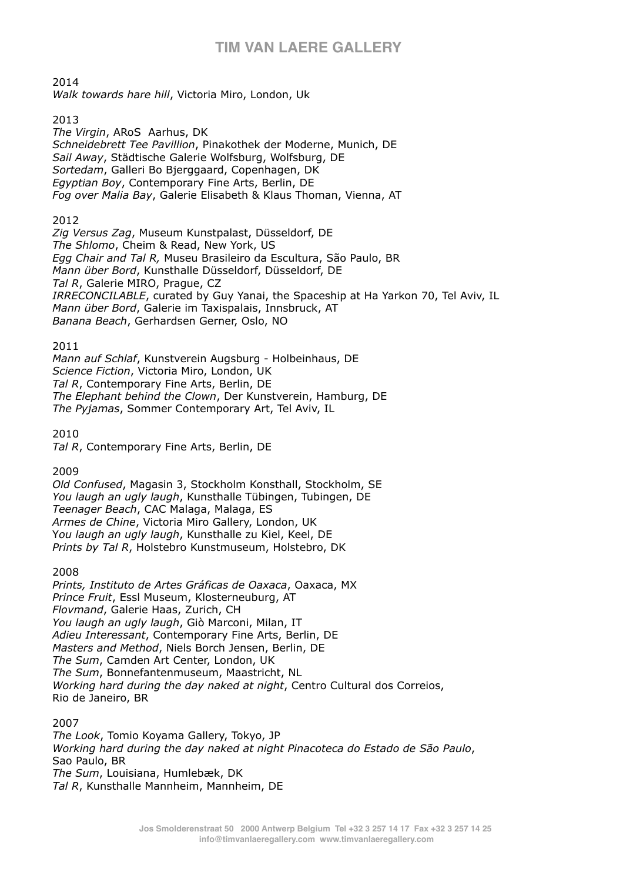2014

*Walk towards hare hill*, Victoria Miro, London, Uk

2013

*The Virgin*, ARoS Aarhus, DK
*Schneidebrett Tee Pavillion*, Pinakothek der Moderne, Munich, DE
*Sail Away*, Städtische Galerie Wolfsburg, Wolfsburg, DE
*Sortedam*, Galleri Bo Bjerggaard, Copenhagen, DK
*Egyptian Boy*, Contemporary Fine Arts, Berlin, DE
*Fog over Malia Bay*, Galerie Elisabeth & Klaus Thoman, Vienna, AT

2012

*Zig Versus Zag*, Museum Kunstpalast, Düsseldorf, DE
*The Shlomo*, Cheim & Read, New York, US
*Egg Chair and Tal R,* Museu Brasileiro da Escultura, São Paulo, BR
*Mann über Bord*, Kunsthalle Düsseldorf, Düsseldorf, DE
*Tal R*, Galerie MIRO, Prague, CZ
*IRRECONCILABLE*, curated by Guy Yanai, the Spaceship at Ha Yarkon 70, Tel Aviv, IL
*Mann über Bord*, Galerie im Taxispalais, Innsbruck, AT
*Banana Beach*, Gerhardsen Gerner, Oslo, NO

2011

*Mann auf Schlaf*, Kunstverein Augsburg - Holbeinhaus, DE
*Science Fiction*, Victoria Miro, London, UK
*Tal R*, Contemporary Fine Arts, Berlin, DE
*The Elephant behind the Clown*, Der Kunstverein, Hamburg, DE
*The Pyjamas*, Sommer Contemporary Art, Tel Aviv, IL

2010

*Tal R*, Contemporary Fine Arts, Berlin, DE

2009

*Old Confused*, Magasin 3, Stockholm Konsthall, Stockholm, SE
*You laugh an ugly laugh*, Kunsthalle Tübingen, Tubingen, DE
*Teenager Beach*, CAC Malaga, Malaga, ES
*Armes de Chine*, Victoria Miro Gallery, London, UK
*You laugh an ugly laugh*, Kunsthalle zu Kiel, Keel, DE
*Prints by Tal R*, Holstebro Kunstmuseum, Holstebro, DK

2008

*Prints, Instituto de Artes Gráficas de Oaxaca*, Oaxaca, MX
*Prince Fruit*, Essl Museum, Klosterneuburg, AT
*Flovmand*, Galerie Haas, Zurich, CH
*You laugh an ugly laugh*, Giò Marconi, Milan, IT
*Adieu Interessant*, Contemporary Fine Arts, Berlin, DE
*Masters and Method*, Niels Borch Jensen, Berlin, DE
*The Sum*, Camden Art Center, London, UK
*The Sum*, Bonnefantenmuseum, Maastricht, NL
*Working hard during the day naked at night*, Centro Cultural dos Correios, Rio de Janeiro, BR

2007

*The Look*, Tomio Koyama Gallery, Tokyo, JP
*Working hard during the day naked at night Pinacoteca do Estado de São Paulo*, Sao Paulo, BR
*The Sum*, Louisiana, Humlebæk, DK
*Tal R*, Kunsthalle Mannheim, Mannheim, DE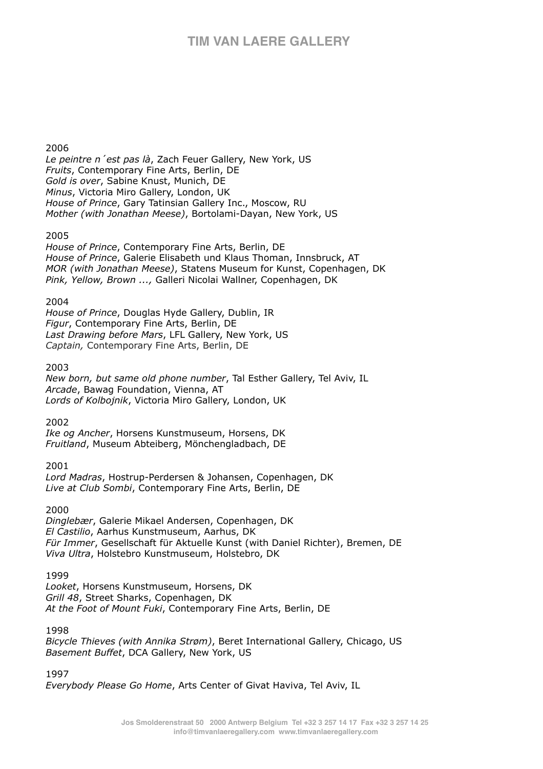2006

*Le peintre n´est pas là*, Zach Feuer Gallery, New York, US
*Fruits*, Contemporary Fine Arts, Berlin, DE
*Gold is over*, Sabine Knust, Munich, DE
*Minus*, Victoria Miro Gallery, London, UK
*House of Prince*, Gary Tatinsian Gallery Inc., Moscow, RU
*Mother (with Jonathan Meese)*, Bortolami-Dayan, New York, US

2005

*House of Prince*, Contemporary Fine Arts, Berlin, DE
*House of Prince*, Galerie Elisabeth und Klaus Thoman, Innsbruck, AT
*MOR (with Jonathan Meese)*, Statens Museum for Kunst, Copenhagen, DK
*Pink, Yellow, Brown ...,* Galleri Nicolai Wallner, Copenhagen, DK

2004

*House of Prince*, Douglas Hyde Gallery, Dublin, IR
*Figur*, Contemporary Fine Arts, Berlin, DE
*Last Drawing before Mars*, LFL Gallery, New York, US
*Captain,* Contemporary Fine Arts, Berlin, DE

2003

*New born, but same old phone number*, Tal Esther Gallery, Tel Aviv, IL
*Arcade*, Bawag Foundation, Vienna, AT
*Lords of Kolbojnik*, Victoria Miro Gallery, London, UK

2002

*Ike og Ancher*, Horsens Kunstmuseum, Horsens, DK
*Fruitland*, Museum Abteiberg, Mönchengladbach, DE

2001

*Lord Madras*, Hostrup-Perdersen & Johansen, Copenhagen, DK
*Live at Club Sombi*, Contemporary Fine Arts, Berlin, DE

2000

*Dinglebær*, Galerie Mikael Andersen, Copenhagen, DK
*El Castilio*, Aarhus Kunstmuseum, Aarhus, DK
*Für Immer*, Gesellschaft für Aktuelle Kunst (with Daniel Richter), Bremen, DE
*Viva Ultra*, Holstebro Kunstmuseum, Holstebro, DK

1999

*Looket*, Horsens Kunstmuseum, Horsens, DK
*Grill 48*, Street Sharks, Copenhagen, DK
*At the Foot of Mount Fuki*, Contemporary Fine Arts, Berlin, DE

1998

*Bicycle Thieves (with Annika Strøm)*, Beret International Gallery, Chicago, US
*Basement Buffet*, DCA Gallery, New York, US

1997

*Everybody Please Go Home*, Arts Center of Givat Haviva, Tel Aviv, IL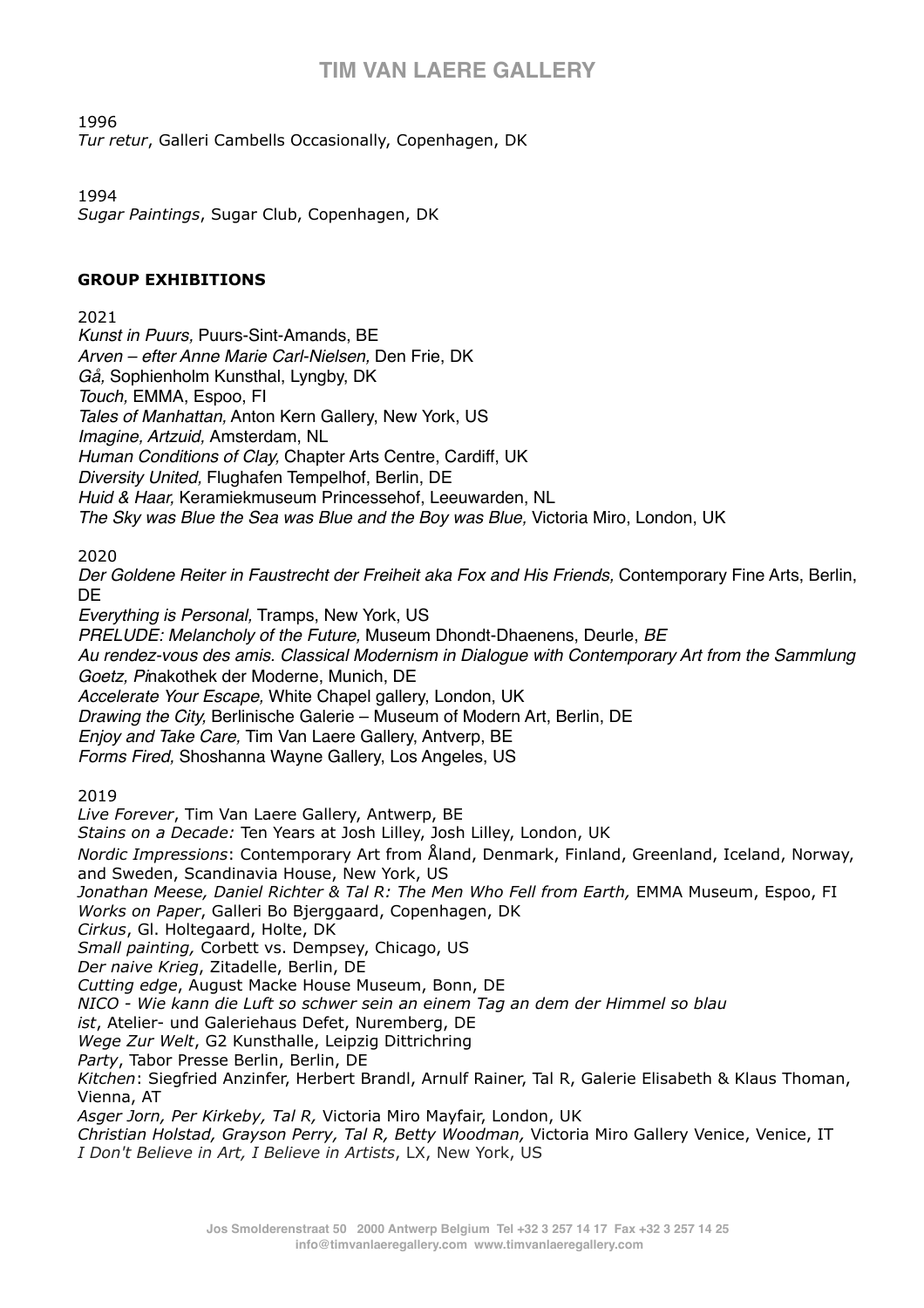1996

*Tur retur*, Galleri Cambells Occasionally, Copenhagen, DK

1994

*Sugar Paintings*, Sugar Club, Copenhagen, DK

**GROUP EXHIBITIONS**

2021

*Kunst in Puurs,* Puurs-Sint-Amands, BE
*Arven – efter Anne Marie Carl-Nielsen,* Den Frie, DK
*Gå,* Sophienholm Kunsthal, Lyngby, DK
*Touch,* EMMA, Espoo, FI
*Tales of Manhattan,* Anton Kern Gallery, New York, US
*Imagine, Artzuid,* Amsterdam, NL
*Human Conditions of Clay,* Chapter Arts Centre, Cardiff, UK
*Diversity United,* Flughafen Tempelhof, Berlin, DE
*Huid & Haar,* Keramiekmuseum Princessehof, Leeuwarden, NL
*The Sky was Blue the Sea was Blue and the Boy was Blue,* Victoria Miro, London, UK

2020

*Der Goldene Reiter in Faustrecht der Freiheit aka Fox and His Friends,* Contemporary Fine Arts, Berlin, DE
*Everything is Personal,* Tramps, New York, US
*PRELUDE: Melancholy of the Future,* Museum Dhondt-Dhaenens, Deurle, *BE*
*Au rendez-vous des amis. Classical Modernism in Dialogue with Contemporary Art from the Sammlung Goetz, P*inakothek der Moderne, Munich, DE
*Accelerate Your Escape,* White Chapel gallery, London, UK
*Drawing the City,* Berlinische Galerie – Museum of Modern Art, Berlin, DE
*Enjoy and Take Care,* Tim Van Laere Gallery, Antverp, BE
*Forms Fired,* Shoshanna Wayne Gallery, Los Angeles, US

2019

*Live Forever*, Tim Van Laere Gallery, Antwerp, BE
*Stains on a Decade:* Ten Years at Josh Lilley, Josh Lilley, London, UK
*Nordic Impressions*: Contemporary Art from Åland, Denmark, Finland, Greenland, Iceland, Norway, and Sweden, Scandinavia House, New York, US
*Jonathan Meese, Daniel Richter & Tal R: The Men Who Fell from Earth,* EMMA Museum, Espoo, FI
*Works on Paper*, Galleri Bo Bjerggaard, Copenhagen, DK
*Cirkus*, Gl. Holtegaard, Holte, DK
*Small painting,* Corbett vs. Dempsey, Chicago, US
*Der naive Krieg*, Zitadelle, Berlin, DE
*Cutting edge*, August Macke House Museum, Bonn, DE
*NICO - Wie kann die Luft so schwer sein an einem Tag an dem der Himmel so blau ist*, Atelier- und Galeriehaus Defet, Nuremberg, DE
*Wege Zur Welt*, G2 Kunsthalle, Leipzig Dittrichring
*Party*, Tabor Presse Berlin, Berlin, DE
*Kitchen*: Siegfried Anzinfer, Herbert Brandl, Arnulf Rainer, Tal R, Galerie Elisabeth & Klaus Thoman, Vienna, AT
*Asger Jorn, Per Kirkeby, Tal R,* Victoria Miro Mayfair, London, UK
*Christian Holstad, Grayson Perry, Tal R, Betty Woodman,* Victoria Miro Gallery Venice, Venice, IT
*I Don't Believe in Art, I Believe in Artists*, LX, New York, US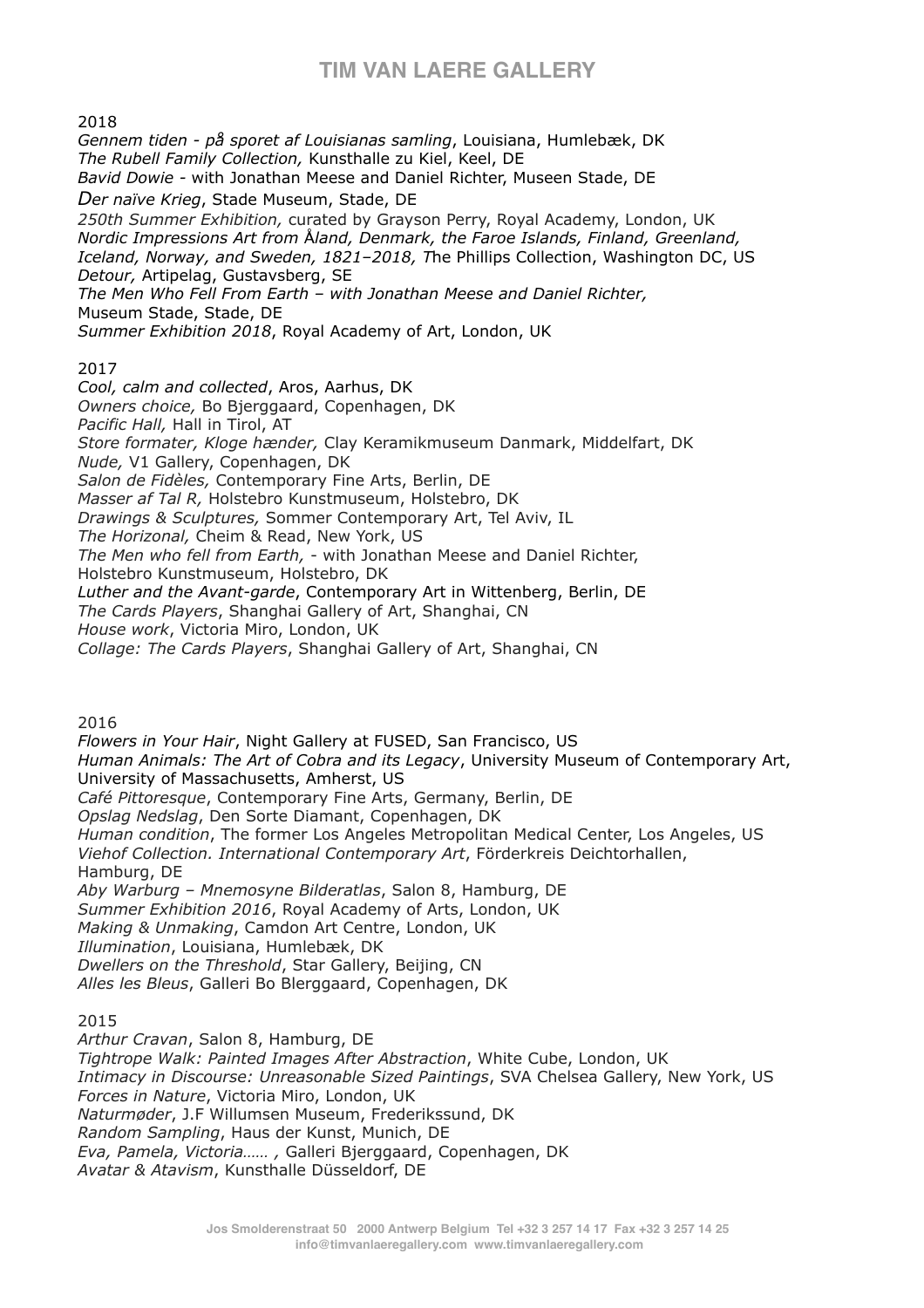2018

*Gennem tiden - på sporet af Louisianas samling*, Louisiana, Humlebæk, DK
*The Rubell Family Collection,* Kunsthalle zu Kiel, Keel, DE
*Bavid Dowie* - with Jonathan Meese and Daniel Richter, Museen Stade, DE
*Der naïve Krieg*, Stade Museum, Stade, DE
*250th Summer Exhibition,* curated by Grayson Perry, Royal Academy, London, UK
*Nordic Impressions Art from Åland, Denmark, the Faroe Islands, Finland, Greenland, Iceland, Norway, and Sweden, 1821–2018, T*he Phillips Collection, Washington DC, US
*Detour,* Artipelag, Gustavsberg, SE
*The Men Who Fell From Earth – with Jonathan Meese and Daniel Richter,* Museum Stade, Stade, DE
*Summer Exhibition 2018*, Royal Academy of Art, London, UK

2017

*Cool, calm and collected*, Aros, Aarhus, DK
*Owners choice,* Bo Bjerggaard, Copenhagen, DK
*Pacific Hall,* Hall in Tirol, AT
*Store formater, Kloge hænder,* Clay Keramikmuseum Danmark, Middelfart, DK
*Nude,* V1 Gallery, Copenhagen, DK
*Salon de Fidèles,* Contemporary Fine Arts, Berlin, DE
*Masser af Tal R,* Holstebro Kunstmuseum, Holstebro, DK
*Drawings & Sculptures,* Sommer Contemporary Art, Tel Aviv, IL
*The Horizonal,* Cheim & Read, New York, US
*The Men who fell from Earth,* - with Jonathan Meese and Daniel Richter, Holstebro Kunstmuseum, Holstebro, DK
*Luther and the Avant-garde*, Contemporary Art in Wittenberg, Berlin, DE
*The Cards Players*, Shanghai Gallery of Art, Shanghai, CN
*House work*, Victoria Miro, London, UK
*Collage: The Cards Players*, Shanghai Gallery of Art, Shanghai, CN

2016

*Flowers in Your Hair*, Night Gallery at FUSED, San Francisco, US
*Human Animals: The Art of Cobra and its Legacy*, University Museum of Contemporary Art, University of Massachusetts, Amherst, US
*Café Pittoresque*, Contemporary Fine Arts, Germany, Berlin, DE
*Opslag Nedslag*, Den Sorte Diamant, Copenhagen, DK
*Human condition*, The former Los Angeles Metropolitan Medical Center, Los Angeles, US
*Viehof Collection. International Contemporary Art*, Förderkreis Deichtorhallen, Hamburg, DE
*Aby Warburg – Mnemosyne Bilderatlas*, Salon 8, Hamburg, DE
*Summer Exhibition 2016*, Royal Academy of Arts, London, UK
*Making & Unmaking*, Camdon Art Centre, London, UK
*Illumination*, Louisiana, Humlebæk, DK
*Dwellers on the Threshold*, Star Gallery, Beijing, CN
*Alles les Bleus*, Galleri Bo Blerggaard, Copenhagen, DK

2015

*Arthur Cravan*, Salon 8, Hamburg, DE
*Tightrope Walk: Painted Images After Abstraction*, White Cube, London, UK
*Intimacy in Discourse: Unreasonable Sized Paintings*, SVA Chelsea Gallery, New York, US
*Forces in Nature*, Victoria Miro, London, UK
*Naturmøder*, J.F Willumsen Museum, Frederikssund, DK
*Random Sampling*, Haus der Kunst, Munich, DE
*Eva, Pamela, Victoria…… ,* Galleri Bjerggaard, Copenhagen, DK
*Avatar & Atavism*, Kunsthalle Düsseldorf, DE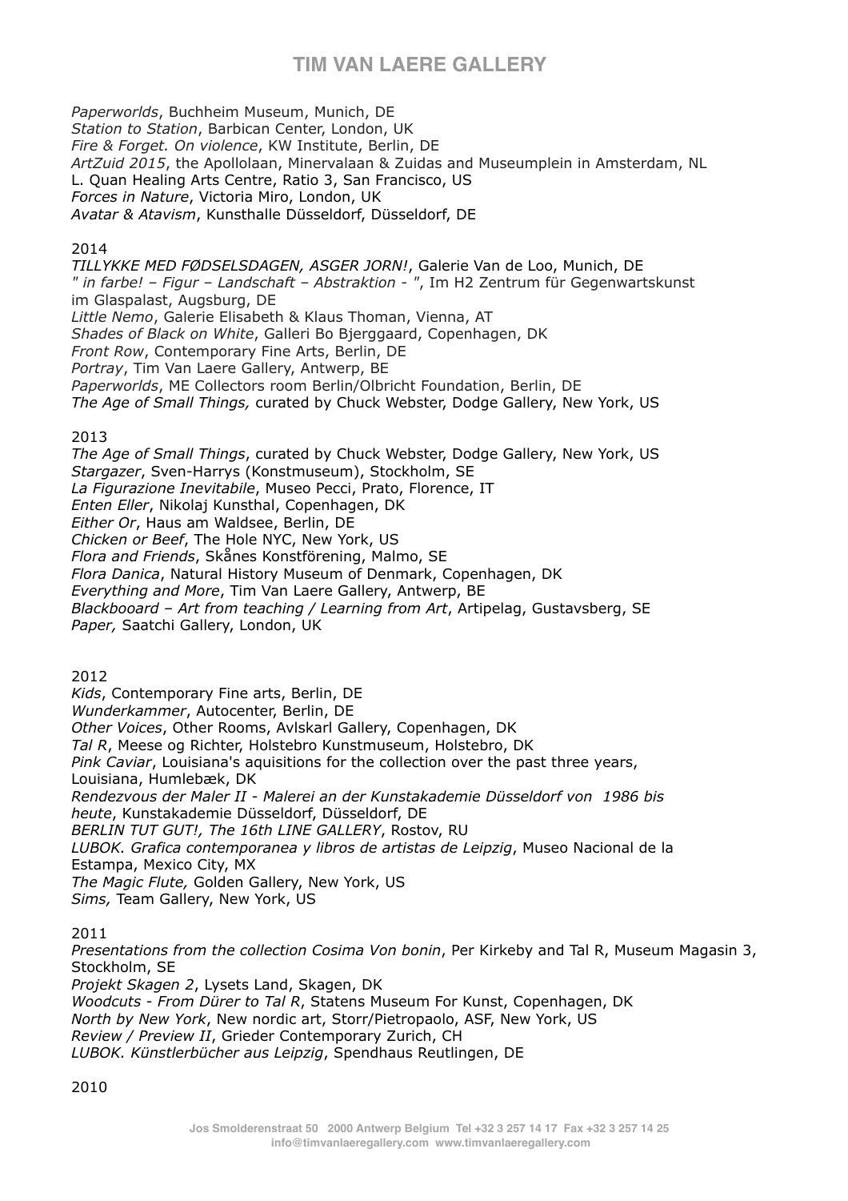*Paperworlds*, Buchheim Museum, Munich, DE
*Station to Station*, Barbican Center, London, UK
*Fire & Forget. On violence*, KW Institute, Berlin, DE
*ArtZuid 2015*, the Apollolaan, Minervalaan & Zuidas and Museumplein in Amsterdam, NL
L. Quan Healing Arts Centre, Ratio 3, San Francisco, US
*Forces in Nature*, Victoria Miro, London, UK
*Avatar & Atavism*, Kunsthalle Düsseldorf, Düsseldorf, DE

2014
*TILLYKKE MED FØDSELSDAGEN, ASGER JORN!*, Galerie Van de Loo, Munich, DE
*" in farbe! – Figur – Landschaft – Abstraktion - "*, Im H2 Zentrum für Gegenwartskunst im Glaspalast, Augsburg, DE
*Little Nemo*, Galerie Elisabeth & Klaus Thoman, Vienna, AT
*Shades of Black on White*, Galleri Bo Bjerggaard, Copenhagen, DK
*Front Row*, Contemporary Fine Arts, Berlin, DE
*Portray*, Tim Van Laere Gallery, Antwerp, BE
*Paperworlds*, ME Collectors room Berlin/Olbricht Foundation, Berlin, DE
*The Age of Small Things,* curated by Chuck Webster, Dodge Gallery, New York, US

2013
*The Age of Small Things*, curated by Chuck Webster, Dodge Gallery, New York, US
*Stargazer*, Sven-Harrys (Konstmuseum), Stockholm, SE
*La Figurazione Inevitabile*, Museo Pecci, Prato, Florence, IT
*Enten Eller*, Nikolaj Kunsthal, Copenhagen, DK
*Either Or*, Haus am Waldsee, Berlin, DE
*Chicken or Beef*, The Hole NYC, New York, US
*Flora and Friends*, Skånes Konstförening, Malmo, SE
*Flora Danica*, Natural History Museum of Denmark, Copenhagen, DK
*Everything and More*, Tim Van Laere Gallery, Antwerp, BE
*Blackbooard – Art from teaching / Learning from Art*, Artipelag, Gustavsberg, SE
*Paper,* Saatchi Gallery, London, UK

2012
*Kids*, Contemporary Fine arts, Berlin, DE
*Wunderkammer*, Autocenter, Berlin, DE
*Other Voices*, Other Rooms, Avlskarl Gallery, Copenhagen, DK
*Tal R*, Meese og Richter, Holstebro Kunstmuseum, Holstebro, DK
*Pink Caviar*, Louisiana's aquisitions for the collection over the past three years, Louisiana, Humlebæk, DK
*Rendezvous der Maler II - Malerei an der Kunstakademie Düsseldorf von 1986 bis heute*, Kunstakademie Düsseldorf, Düsseldorf, DE
*BERLIN TUT GUT!, The 16th LINE GALLERY*, Rostov, RU
*LUBOK. Grafica contemporanea y libros de artistas de Leipzig*, Museo Nacional de la Estampa, Mexico City, MX
*The Magic Flute,* Golden Gallery, New York, US
*Sims,* Team Gallery, New York, US

2011
*Presentations from the collection Cosima Von bonin*, Per Kirkeby and Tal R, Museum Magasin 3, Stockholm, SE
*Projekt Skagen 2*, Lysets Land, Skagen, DK
*Woodcuts - From Dürer to Tal R*, Statens Museum For Kunst, Copenhagen, DK
*North by New York*, New nordic art, Storr/Pietropaolo, ASF, New York, US
*Review / Preview II*, Grieder Contemporary Zurich, CH
*LUBOK. Künstlerbücher aus Leipzig*, Spendhaus Reutlingen, DE

2010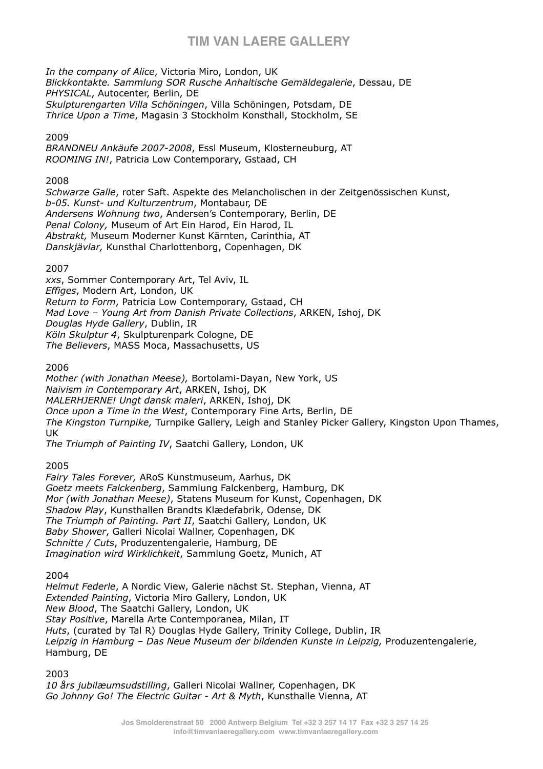*In the company of Alice*, Victoria Miro, London, UK
*Blickkontakte. Sammlung SOR Rusche Anhaltische Gemäldegalerie*, Dessau, DE
*PHYSICAL*, Autocenter, Berlin, DE
*Skulpturengarten Villa Schöningen*, Villa Schöningen, Potsdam, DE
*Thrice Upon a Time*, Magasin 3 Stockholm Konsthall, Stockholm, SE

2009
*BRANDNEU Ankäufe 2007-2008*, Essl Museum, Klosterneuburg, AT
*ROOMING IN!*, Patricia Low Contemporary, Gstaad, CH

2008
*Schwarze Galle*, roter Saft. Aspekte des Melancholischen in der Zeitgenössischen Kunst, *b-05. Kunst- und Kulturzentrum*, Montabaur, DE
*Andersens Wohnung two*, Andersen's Contemporary, Berlin, DE
*Penal Colony,* Museum of Art Ein Harod, Ein Harod, IL
*Abstrakt,* Museum Moderner Kunst Kärnten, Carinthia, AT
*Danskjävlar,* Kunsthal Charlottenborg, Copenhagen, DK

2007
*xxs*, Sommer Contemporary Art, Tel Aviv, IL
*Effiges*, Modern Art, London, UK
*Return to Form*, Patricia Low Contemporary, Gstaad, CH
*Mad Love – Young Art from Danish Private Collections*, ARKEN, Ishoj, DK
*Douglas Hyde Gallery*, Dublin, IR
*Köln Skulptur 4*, Skulpturenpark Cologne, DE
*The Believers*, MASS Moca, Massachusetts, US

2006
*Mother (with Jonathan Meese),* Bortolami-Dayan, New York, US
*Naivism in Contemporary Art*, ARKEN, Ishoj, DK
*MALERHJERNE! Ungt dansk maleri*, ARKEN, Ishoj, DK
*Once upon a Time in the West*, Contemporary Fine Arts, Berlin, DE
*The Kingston Turnpike,* Turnpike Gallery, Leigh and Stanley Picker Gallery, Kingston Upon Thames, UK
*The Triumph of Painting IV*, Saatchi Gallery, London, UK

2005
*Fairy Tales Forever,* ARoS Kunstmuseum, Aarhus, DK
*Goetz meets Falckenberg*, Sammlung Falckenberg, Hamburg, DK
*Mor (with Jonathan Meese)*, Statens Museum for Kunst, Copenhagen, DK
*Shadow Play*, Kunsthallen Brandts Klædefabrik, Odense, DK
*The Triumph of Painting. Part II*, Saatchi Gallery, London, UK
*Baby Shower*, Galleri Nicolai Wallner, Copenhagen, DK
*Schnitte / Cuts*, Produzentengalerie, Hamburg, DE
*Imagination wird Wirklichkeit*, Sammlung Goetz, Munich, AT

2004
*Helmut Federle*, A Nordic View, Galerie nächst St. Stephan, Vienna, AT
*Extended Painting*, Victoria Miro Gallery, London, UK
*New Blood*, The Saatchi Gallery, London, UK
*Stay Positive*, Marella Arte Contemporanea, Milan, IT
*Huts*, (curated by Tal R) Douglas Hyde Gallery, Trinity College, Dublin, IR
*Leipzig in Hamburg – Das Neue Museum der bildenden Kunste in Leipzig,* Produzentengalerie, Hamburg, DE

2003
*10 års jubilæumsudstilling*, Galleri Nicolai Wallner, Copenhagen, DK
*Go Johnny Go! The Electric Guitar - Art & Myth*, Kunsthalle Vienna, AT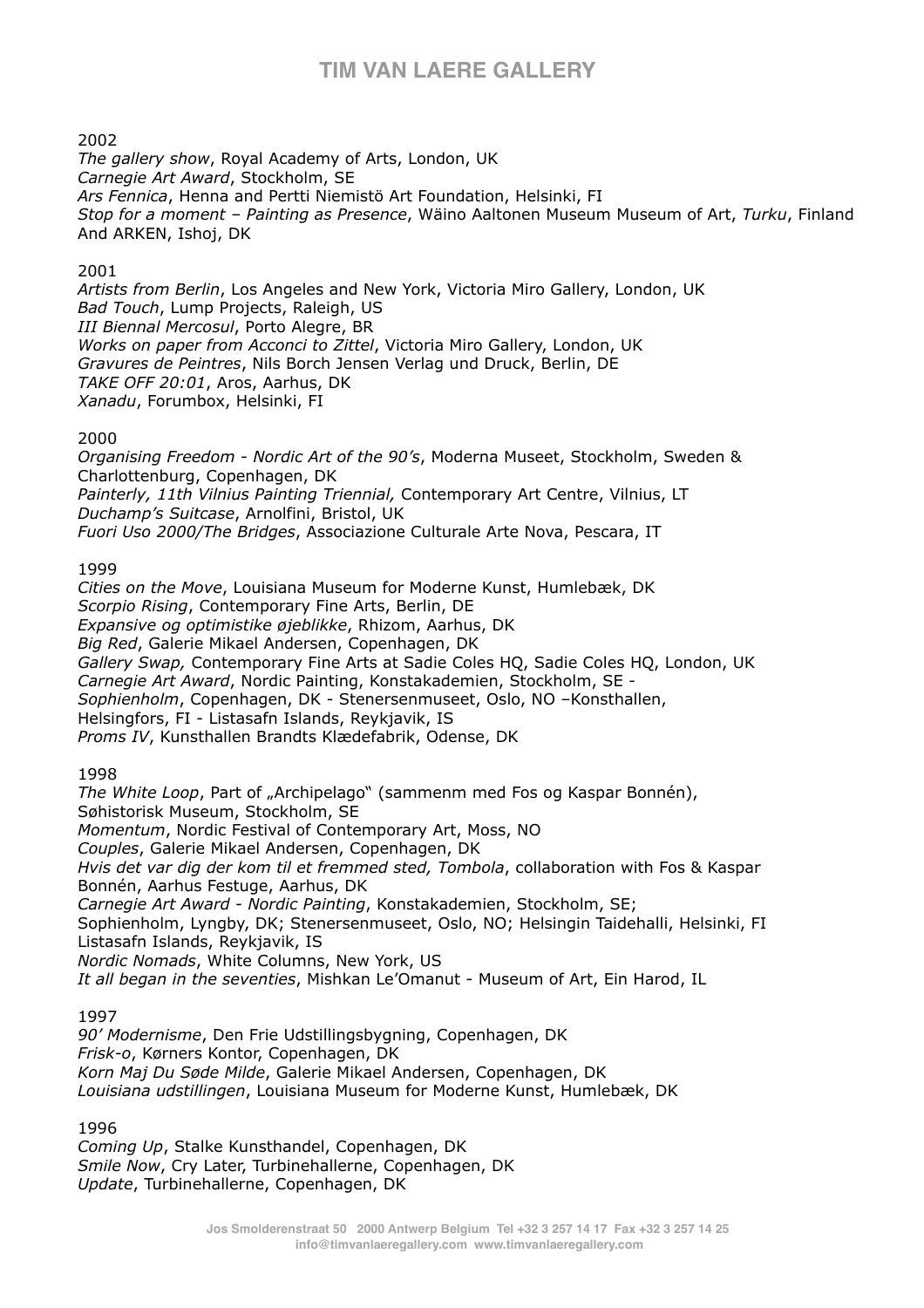2002

*The gallery show*, Royal Academy of Arts, London, UK
*Carnegie Art Award*, Stockholm, SE
*Ars Fennica*, Henna and Pertti Niemistö Art Foundation, Helsinki, FI
*Stop for a moment – Painting as Presence*, Wäino Aaltonen Museum Museum of Art, *Turku*, Finland And ARKEN, Ishoj, DK

2001

*Artists from Berlin*, Los Angeles and New York, Victoria Miro Gallery, London, UK
*Bad Touch*, Lump Projects, Raleigh, US
*III Biennal Mercosul*, Porto Alegre, BR
*Works on paper from Acconci to Zittel*, Victoria Miro Gallery, London, UK
*Gravures de Peintres*, Nils Borch Jensen Verlag und Druck, Berlin, DE
*TAKE OFF 20:01*, Aros, Aarhus, DK
*Xanadu*, Forumbox, Helsinki, FI

2000

*Organising Freedom - Nordic Art of the 90's*, Moderna Museet, Stockholm, Sweden & Charlottenburg, Copenhagen, DK
*Painterly, 11th Vilnius Painting Triennial,* Contemporary Art Centre, Vilnius, LT
*Duchamp's Suitcase*, Arnolfini, Bristol, UK
*Fuori Uso 2000/The Bridges*, Associazione Culturale Arte Nova, Pescara, IT

1999

*Cities on the Move*, Louisiana Museum for Moderne Kunst, Humlebæk, DK
*Scorpio Rising*, Contemporary Fine Arts, Berlin, DE
*Expansive og optimistike øjeblikke*, Rhizom, Aarhus, DK
*Big Red*, Galerie Mikael Andersen, Copenhagen, DK
*Gallery Swap,* Contemporary Fine Arts at Sadie Coles HQ, Sadie Coles HQ, London, UK
*Carnegie Art Award*, Nordic Painting, Konstakademien, Stockholm, SE - *Sophienholm*, Copenhagen, DK - Stenersenmuseet, Oslo, NO –Konsthallen, Helsingfors, FI - Listasafn Islands, Reykjavik, IS
*Proms IV*, Kunsthallen Brandts Klædefabrik, Odense, DK

1998

*The White Loop*, Part of „Archipelago" (sammenm med Fos og Kaspar Bonnén), Søhistorisk Museum, Stockholm, SE
*Momentum*, Nordic Festival of Contemporary Art, Moss, NO
*Couples*, Galerie Mikael Andersen, Copenhagen, DK
*Hvis det var dig der kom til et fremmed sted, Tombola*, collaboration with Fos & Kaspar Bonnén, Aarhus Festuge, Aarhus, DK
*Carnegie Art Award - Nordic Painting*, Konstakademien, Stockholm, SE; Sophienholm, Lyngby, DK; Stenersenmuseet, Oslo, NO; Helsingin Taidehalli, Helsinki, FI Listasafn Islands, Reykjavik, IS
*Nordic Nomads*, White Columns, New York, US
*It all began in the seventies*, Mishkan Le'Omanut - Museum of Art, Ein Harod, IL

1997

*90' Modernisme*, Den Frie Udstillingsbygning, Copenhagen, DK
*Frisk-o*, Kørners Kontor, Copenhagen, DK
*Korn Maj Du Søde Milde*, Galerie Mikael Andersen, Copenhagen, DK
*Louisiana udstillingen*, Louisiana Museum for Moderne Kunst, Humlebæk, DK

1996

*Coming Up*, Stalke Kunsthandel, Copenhagen, DK
*Smile Now*, Cry Later, Turbinehallerne, Copenhagen, DK
*Update*, Turbinehallerne, Copenhagen, DK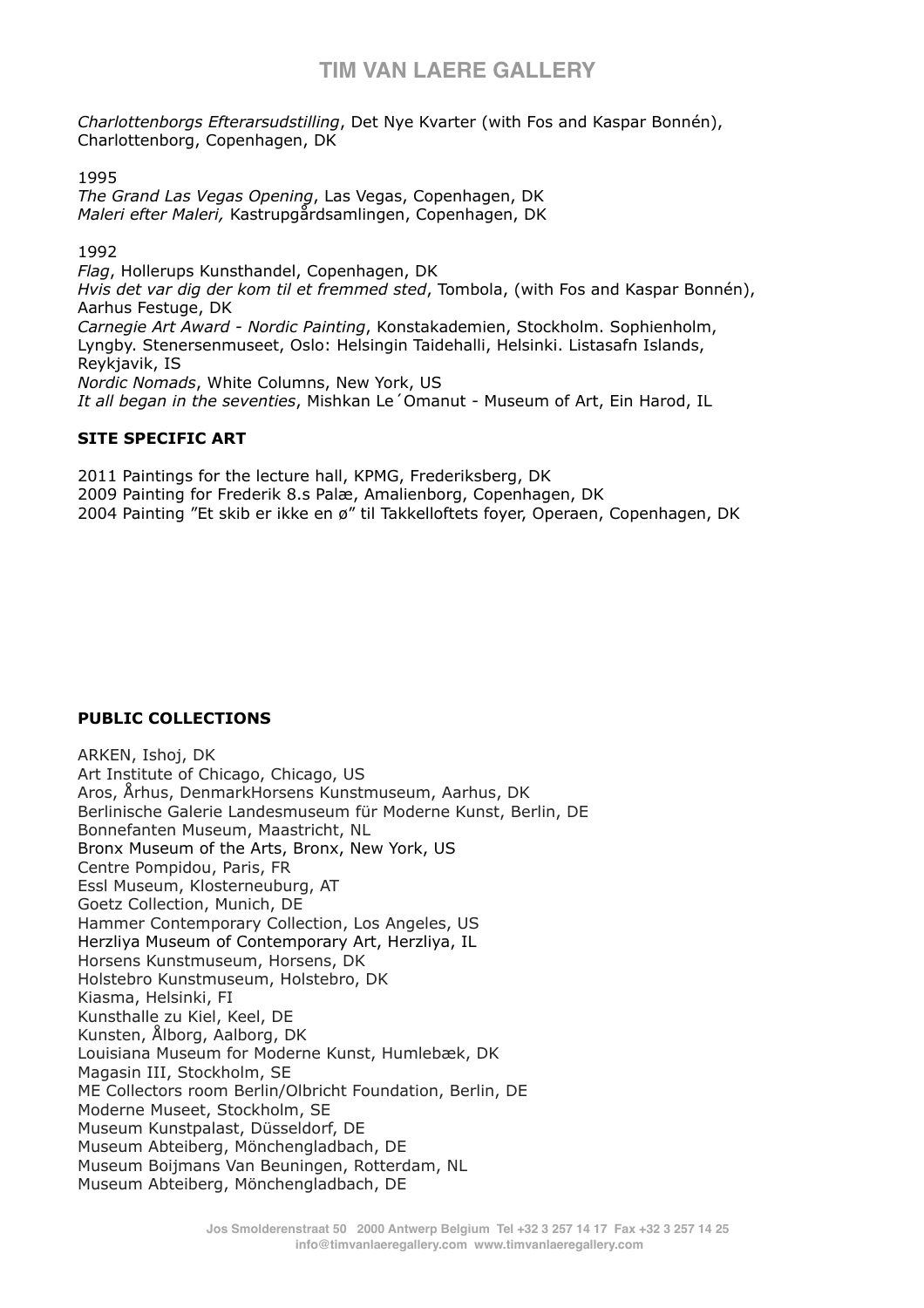*Charlottenborgs Efterarsudstilling*, Det Nye Kvarter (with Fos and Kaspar Bonnén), Charlottenborg, Copenhagen, DK

1995
*The Grand Las Vegas Opening*, Las Vegas, Copenhagen, DK
*Maleri efter Maleri,* Kastrupgårdsamlingen, Copenhagen, DK

1992
*Flag*, Hollerups Kunsthandel, Copenhagen, DK
*Hvis det var dig der kom til et fremmed sted*, Tombola, (with Fos and Kaspar Bonnén), Aarhus Festuge, DK
*Carnegie Art Award - Nordic Painting*, Konstakademien, Stockholm. Sophienholm, Lyngby. Stenersenmuseet, Oslo: Helsingin Taidehalli, Helsinki. Listasafn Islands, Reykjavik, IS
*Nordic Nomads*, White Columns, New York, US
*It all began in the seventies*, Mishkan Le´Omanut - Museum of Art, Ein Harod, IL

**SITE SPECIFIC ART**

2011 Paintings for the lecture hall, KPMG, Frederiksberg, DK
2009 Painting for Frederik 8.s Palæ, Amalienborg, Copenhagen, DK
2004 Painting ”Et skib er ikke en ø” til Takkelloftets foyer, Operaen, Copenhagen, DK

**PUBLIC COLLECTIONS**

ARKEN, Ishoj, DK
Art Institute of Chicago, Chicago, US
Aros, Århus, DenmarkHorsens Kunstmuseum, Aarhus, DK
Berlinische Galerie Landesmuseum für Moderne Kunst, Berlin, DE
Bonnefanten Museum, Maastricht, NL
Bronx Museum of the Arts, Bronx, New York, US
Centre Pompidou, Paris, FR
Essl Museum, Klosterneuburg, AT
Goetz Collection, Munich, DE
Hammer Contemporary Collection, Los Angeles, US
Herzliya Museum of Contemporary Art, Herzliya, IL
Horsens Kunstmuseum, Horsens, DK
Holstebro Kunstmuseum, Holstebro, DK
Kiasma, Helsinki, FI
Kunsthalle zu Kiel, Keel, DE
Kunsten, Ålborg, Aalborg, DK
Louisiana Museum for Moderne Kunst, Humlebæk, DK
Magasin III, Stockholm, SE
ME Collectors room Berlin/Olbricht Foundation, Berlin, DE
Moderne Museet, Stockholm, SE
Museum Kunstpalast, Düsseldorf, DE
Museum Abteiberg, Mönchengladbach, DE
Museum Boijmans Van Beuningen, Rotterdam, NL
Museum Abteiberg, Mönchengladbach, DE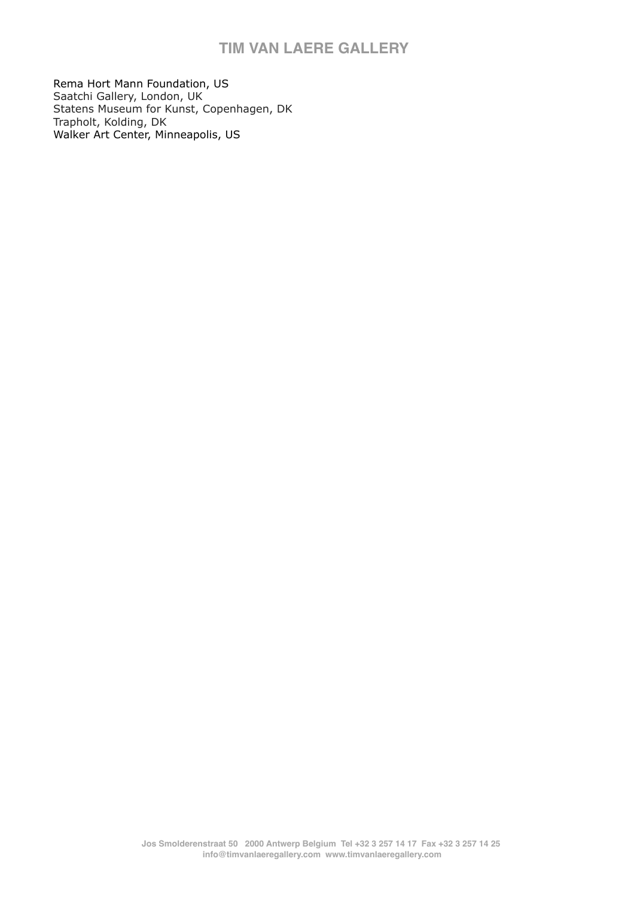Rema Hort Mann Foundation, US
Saatchi Gallery, London, UK
Statens Museum for Kunst, Copenhagen, DK
Trapholt, Kolding, DK
Walker Art Center, Minneapolis, US